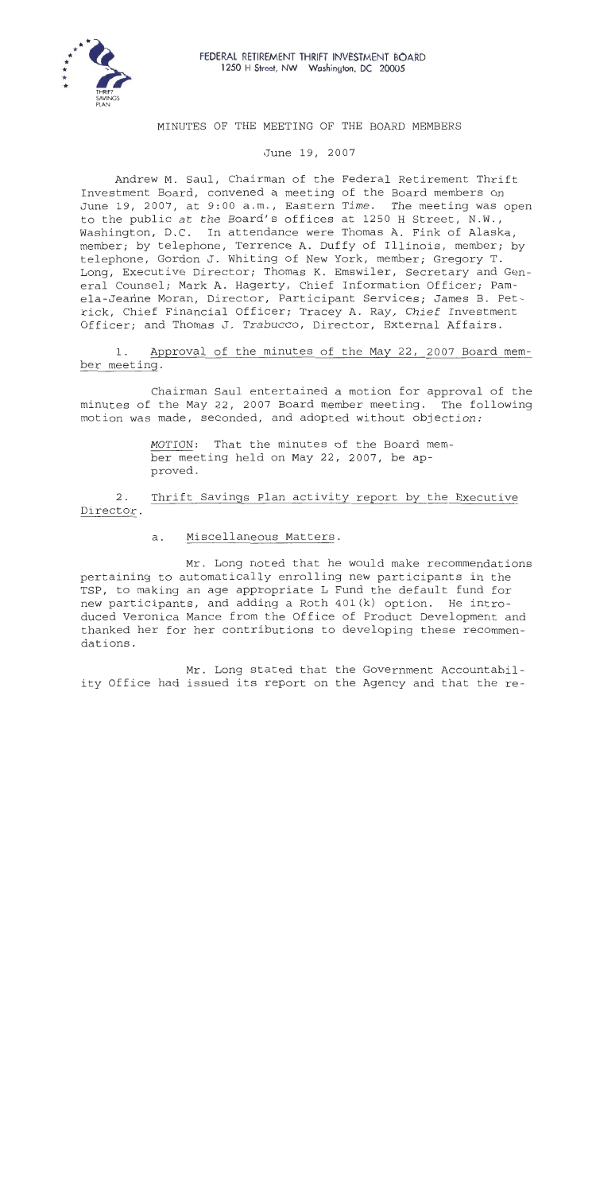FEDERAL RETIREMENT THRIFT INVESTMENT BOARD
1250 H Street, NW Washington, DC 20005

# MINUTES OF THE MEETING OF THE BOARD MEMBERS

June 19, 2007

Andrew M. Saul, Chairman of the Federal Retirement Thrift Investment Board, convened a meeting of the Board members on June 19, 2007, at 9:00 a.m., Eastern Time. The meeting was open to the public at the Board's offices at 1250 H Street, N.W., Washington, D.C. In attendance were Thomas A. Fink of Alaska, member; by telephone, Terrence A. Duffy of Illinois, member; by telephone, Gordon J. Whiting of New York, member; Gregory T. Long, Executive Director; Thomas K. Emswiler, Secretary and General Counsel; Mark A. Hagerty, Chief Information Officer; Pamela-Jeanne Moran, Director, Participant Services; James B. Petrick, Chief Financial Officer; Tracey A. Ray, Chief Investment Officer; and Thomas J. Trabucco, Director, External Affairs.

1. Approval of the minutes of the May 22, 2007 Board member meeting.

Chairman Saul entertained a motion for approval of the minutes of the May 22, 2007 Board member meeting. The following motion was made, seconded, and adopted without objection:

> *MOTION*: That the minutes of the Board member meeting held on May 22, 2007, be approved.

2. Thrift Savings Plan activity report by the Executive Director.

a. Miscellaneous Matters.

Mr. Long noted that he would make recommendations pertaining to automatically enrolling new participants in the TSP, to making an age appropriate L Fund the default fund for new participants, and adding a Roth 401(k) option. He introduced Veronica Mance from the Office of Product Development and thanked her for her contributions to developing these recommendations.

Mr. Long stated that the Government Accountability Office had issued its report on the Agency and that the re-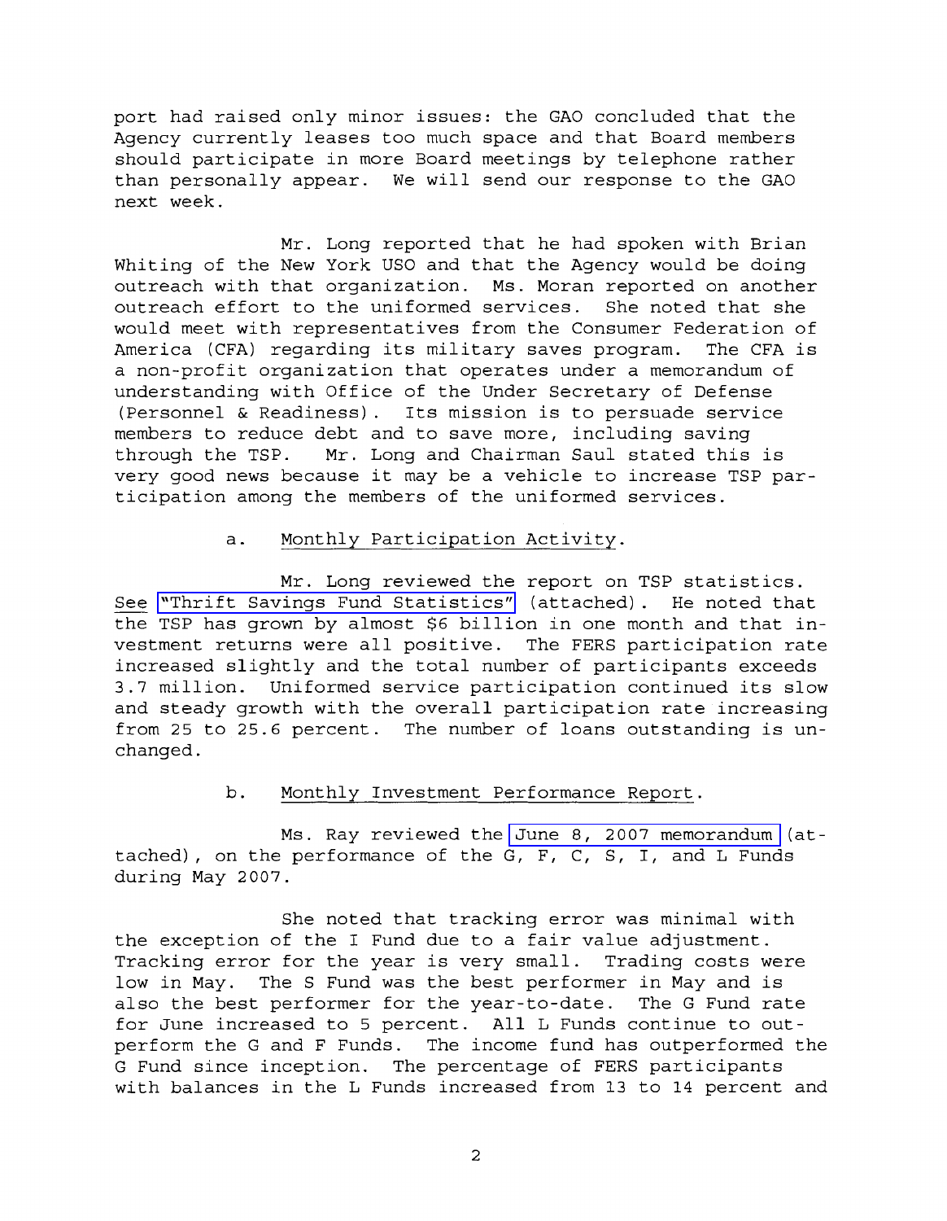port had raised only minor issues: the GAO concluded that the Agency currently leases too much space and that Board members should participate in more Board meetings by telephone rather than personally appear. We will send our response to the GAO next week.

Mr. Long reported that he had spoken with Brian Whiting of the New York USO and that the Agency would be doing outreach with that organization. Ms. Moran reported on another outreach effort to the uniformed services. She noted that she would meet with representatives from the Consumer Federation of America (CFA) regarding its military saves program. The CFA is a non-profit organization that operates under a memorandum of understanding with Office of the Under Secretary of Defense (Personnel & Readiness). Its mission is to persuade service members to reduce debt and to save more, including saving through the TSP. Mr. Long and Chairman Saul stated this is very good news because it may be a vehicle to increase TSP participation among the members of the uniformed services.

a. Monthly Participation Activity.

Mr. Long reviewed the report on TSP statistics. See "Thrift Savings Fund Statistics" (attached). He noted that the TSP has grown by almost $6 billion in one month and that investment returns were all positive. The FERS participation rate increased slightly and the total number of participants exceeds 3.7 million. Uniformed service participation continued its slow and steady growth with the overall participation rate increasing from 25 to 25.6 percent. The number of loans outstanding is unchanged.

b. Monthly Investment Performance Report.

Ms. Ray reviewed the June 8, 2007 memorandum (attached), on the performance of the G, F, C, S, I, and L Funds during May 2007.

She noted that tracking error was minimal with the exception of the I Fund due to a fair value adjustment. Tracking error for the year is very small. Trading costs were low in May. The S Fund was the best performer in May and is also the best performer for the year-to-date. The G Fund rate for June increased to 5 percent. All L Funds continue to outperform the G and F Funds. The income fund has outperformed the G Fund since inception. The percentage of FERS participants with balances in the L Funds increased from 13 to 14 percent and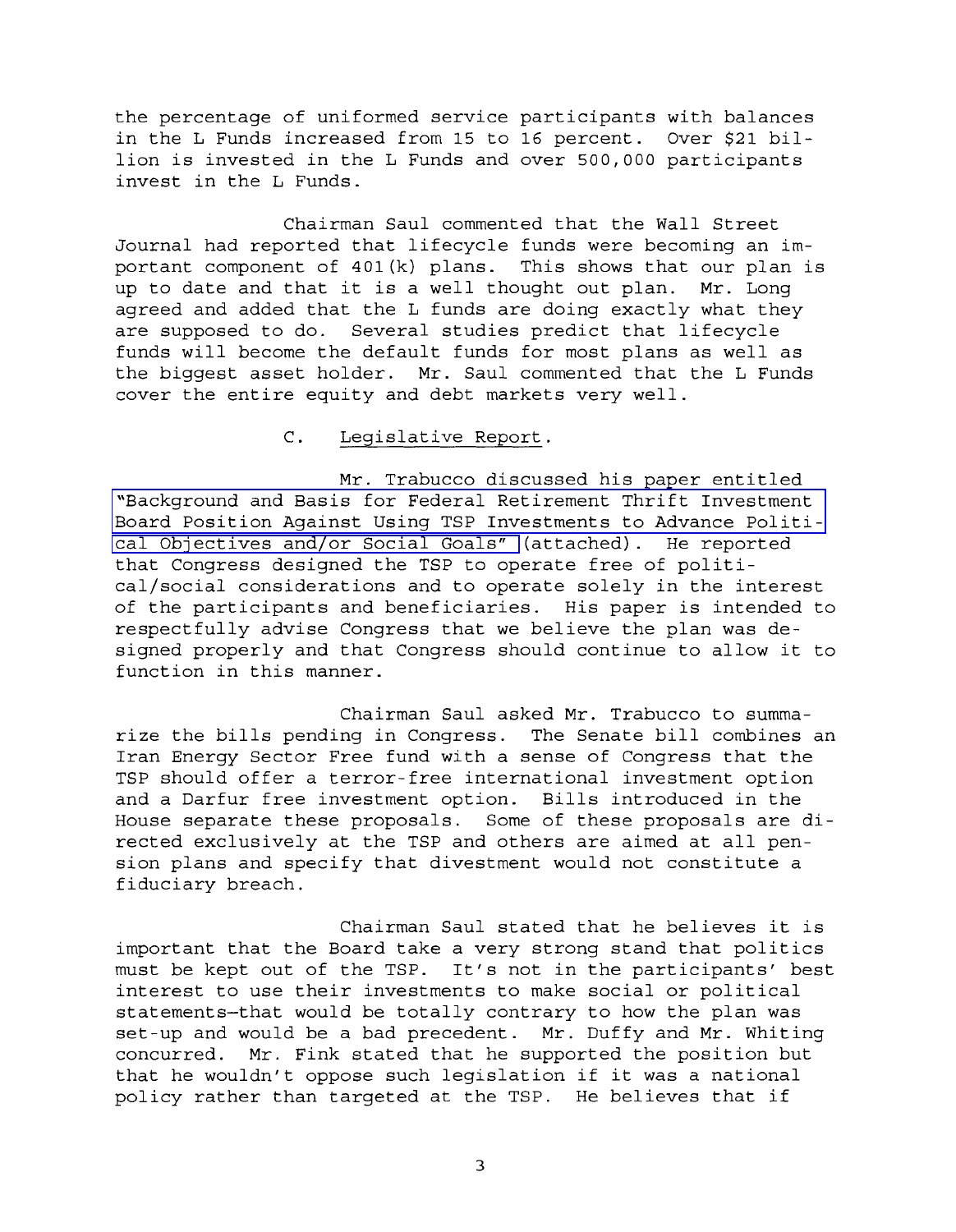the percentage of uniformed service participants with balances in the L Funds increased from 15 to 16 percent. Over $21 billion is invested in the L Funds and over 500,000 participants invest in the L Funds.

Chairman Saul commented that the Wall Street Journal had reported that lifecycle funds were becoming an important component of 401(k) plans. This shows that our plan is up to date and that it is a well thought out plan. Mr. Long agreed and added that the L funds are doing exactly what they are supposed to do. Several studies predict that lifecycle funds will become the default funds for most plans as well as the biggest asset holder. Mr. Saul commented that the L Funds cover the entire equity and debt markets very well.

C. Legislative Report.

Mr. Trabucco discussed his paper entitled "Background and Basis for Federal Retirement Thrift Investment Board Position Against Using TSP Investments to Advance Political Objectives and/or Social Goals" (attached). He reported that Congress designed the TSP to operate free of political/social considerations and to operate solely in the interest of the participants and beneficiaries. His paper is intended to respectfully advise Congress that we believe the plan was designed properly and that Congress should continue to allow it to function in this manner.

Chairman Saul asked Mr. Trabucco to summarize the bills pending in Congress. The Senate bill combines an Iran Energy Sector Free fund with a sense of Congress that the TSP should offer a terror-free international investment option and a Darfur free investment option. Bills introduced in the House separate these proposals. Some of these proposals are directed exclusively at the TSP and others are aimed at all pension plans and specify that divestment would not constitute a fiduciary breach.

Chairman Saul stated that he believes it is important that the Board take a very strong stand that politics must be kept out of the TSP. It's not in the participants' best interest to use their investments to make social or political statements—that would be totally contrary to how the plan was set-up and would be a bad precedent. Mr. Duffy and Mr. Whiting concurred. Mr. Fink stated that he supported the position but that he wouldn't oppose such legislation if it was a national policy rather than targeted at the TSP. He believes that if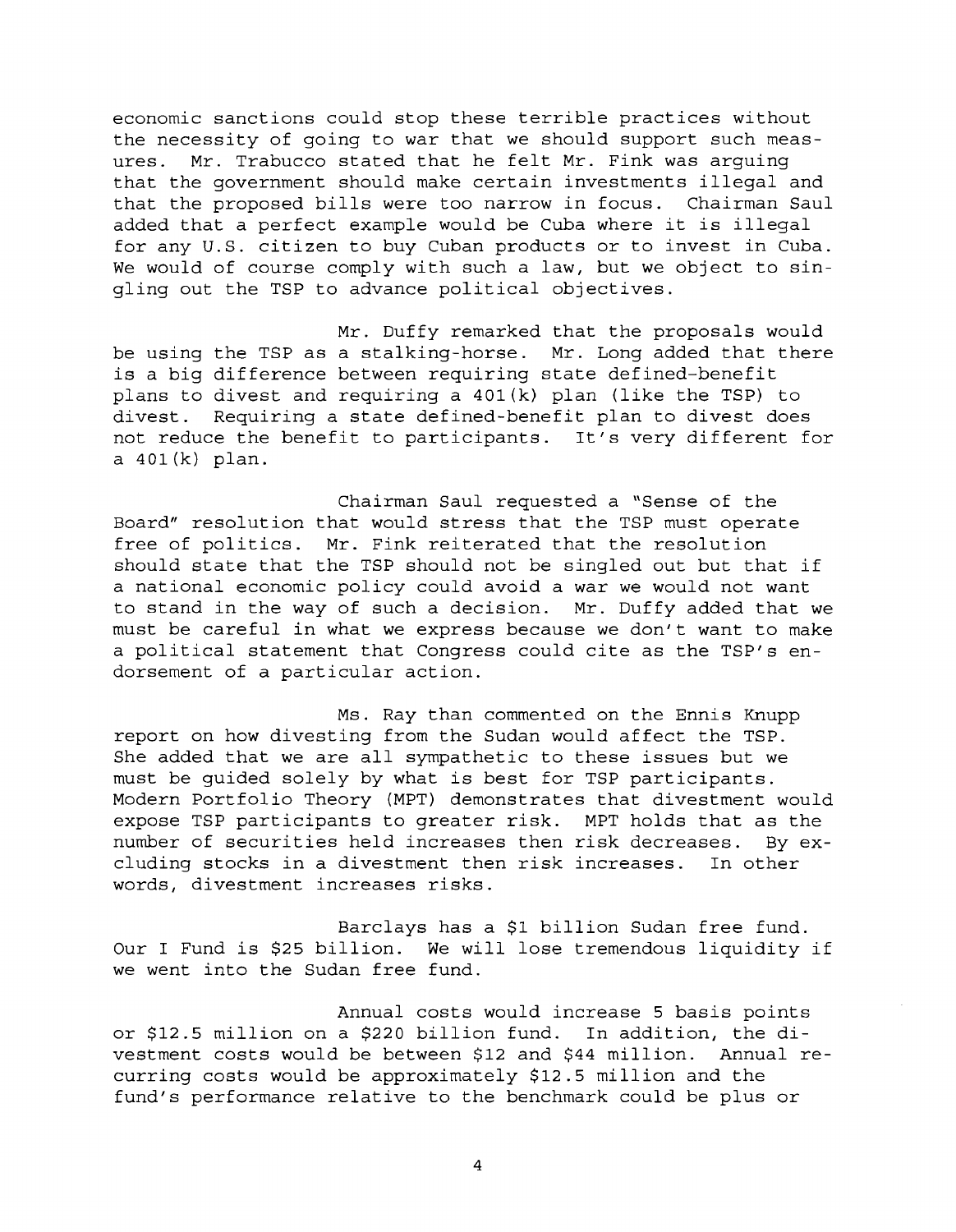economic sanctions could stop these terrible practices without the necessity of going to war that we should support such measures. Mr. Trabucco stated that he felt Mr. Fink was arguing that the government should make certain investments illegal and that the proposed bills were too narrow in focus. Chairman Saul added that a perfect example would be Cuba where it is illegal for any U.S. citizen to buy Cuban products or to invest in Cuba. We would of course comply with such a law, but we object to singling out the TSP to advance political objectives.

Mr. Duffy remarked that the proposals would be using the TSP as a stalking-horse. Mr. Long added that there is a big difference between requiring state defined-benefit plans to divest and requiring a 401(k) plan (like the TSP) to divest. Requiring a state defined-benefit plan to divest does not reduce the benefit to participants. It's very different for a 401(k) plan.

Chairman Saul requested a "Sense of the Board" resolution that would stress that the TSP must operate free of politics. Mr. Fink reiterated that the resolution should state that the TSP should not be singled out but that if a national economic policy could avoid a war we would not want to stand in the way of such a decision. Mr. Duffy added that we must be careful in what we express because we don't want to make a political statement that Congress could cite as the TSP's endorsement of a particular action.

Ms. Ray than commented on the Ennis Knupp report on how divesting from the Sudan would affect the TSP. She added that we are all sympathetic to these issues but we must be guided solely by what is best for TSP participants. Modern Portfolio Theory (MPT) demonstrates that divestment would expose TSP participants to greater risk. MPT holds that as the number of securities held increases then risk decreases. By excluding stocks in a divestment then risk increases. In other words, divestment increases risks.

Barclays has a $1 billion Sudan free fund. Our I Fund is $25 billion. We will lose tremendous liquidity if we went into the Sudan free fund.

Annual costs would increase 5 basis points or $12.5 million on a $220 billion fund. In addition, the divestment costs would be between $12 and $44 million. Annual recurring costs would be approximately $12.5 million and the fund's performance relative to the benchmark could be plus or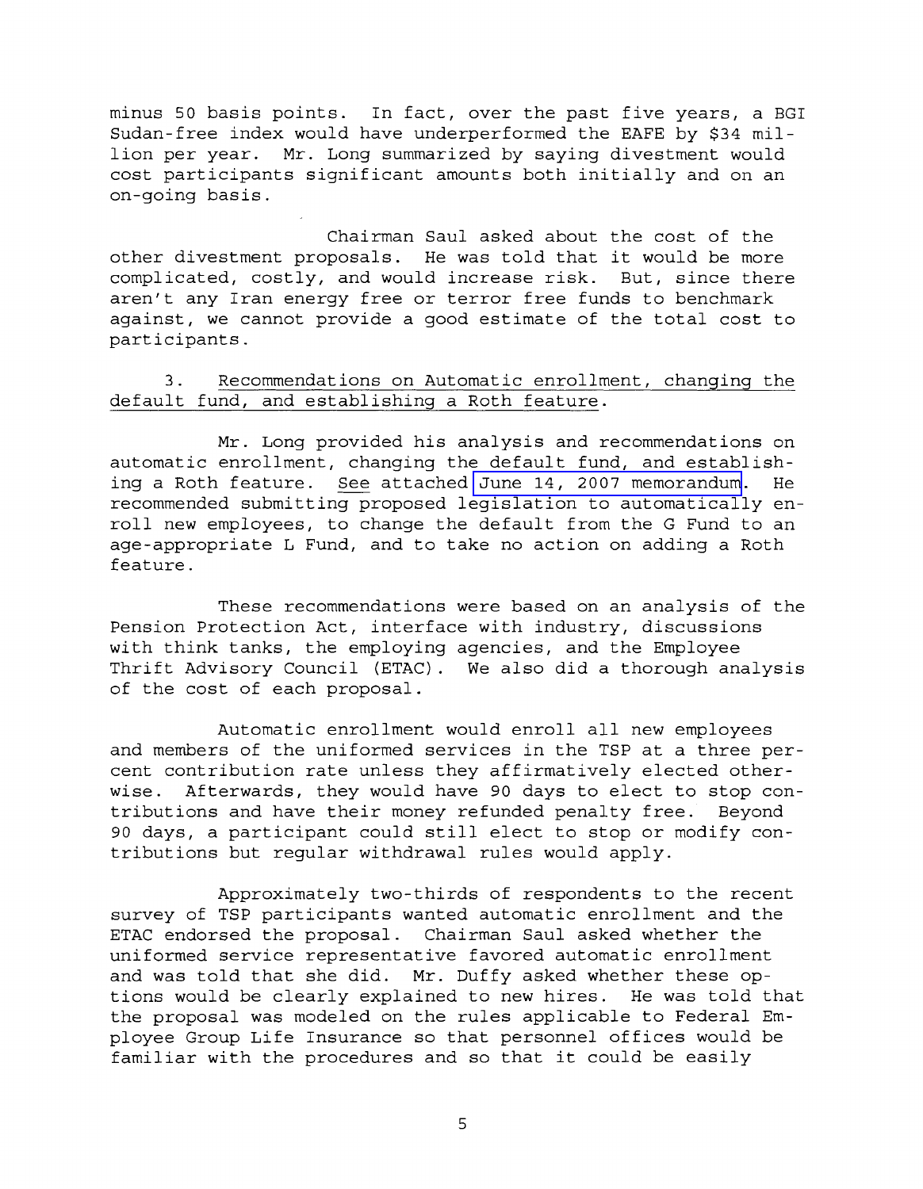minus 50 basis points. In fact, over the past five years, a BGI Sudan-free index would have underperformed the EAFE by $34 million per year. Mr. Long summarized by saying divestment would cost participants significant amounts both initially and on an on-going basis.

Chairman Saul asked about the cost of the other divestment proposals. He was told that it would be more complicated, costly, and would increase risk. But, since there aren't any Iran energy free or terror free funds to benchmark against, we cannot provide a good estimate of the total cost to participants.

3. <u>Recommendations on Automatic enrollment, changing the default fund, and establishing a Roth feature</u>.

Mr. Long provided his analysis and recommendations on automatic enrollment, changing the default fund, and establishing a Roth feature. <u>See</u> attached June 14, 2007 memorandum. He recommended submitting proposed legislation to automatically enroll new employees, to change the default from the G Fund to an age-appropriate L Fund, and to take no action on adding a Roth feature.

These recommendations were based on an analysis of the Pension Protection Act, interface with industry, discussions with think tanks, the employing agencies, and the Employee Thrift Advisory Council (ETAC). We also did a thorough analysis of the cost of each proposal.

Automatic enrollment would enroll all new employees and members of the uniformed services in the TSP at a three percent contribution rate unless they affirmatively elected otherwise. Afterwards, they would have 90 days to elect to stop contributions and have their money refunded penalty free. Beyond 90 days, a participant could still elect to stop or modify contributions but regular withdrawal rules would apply.

Approximately two-thirds of respondents to the recent survey of TSP participants wanted automatic enrollment and the ETAC endorsed the proposal. Chairman Saul asked whether the uniformed service representative favored automatic enrollment and was told that she did. Mr. Duffy asked whether these options would be clearly explained to new hires. He was told that the proposal was modeled on the rules applicable to Federal Employee Group Life Insurance so that personnel offices would be familiar with the procedures and so that it could be easily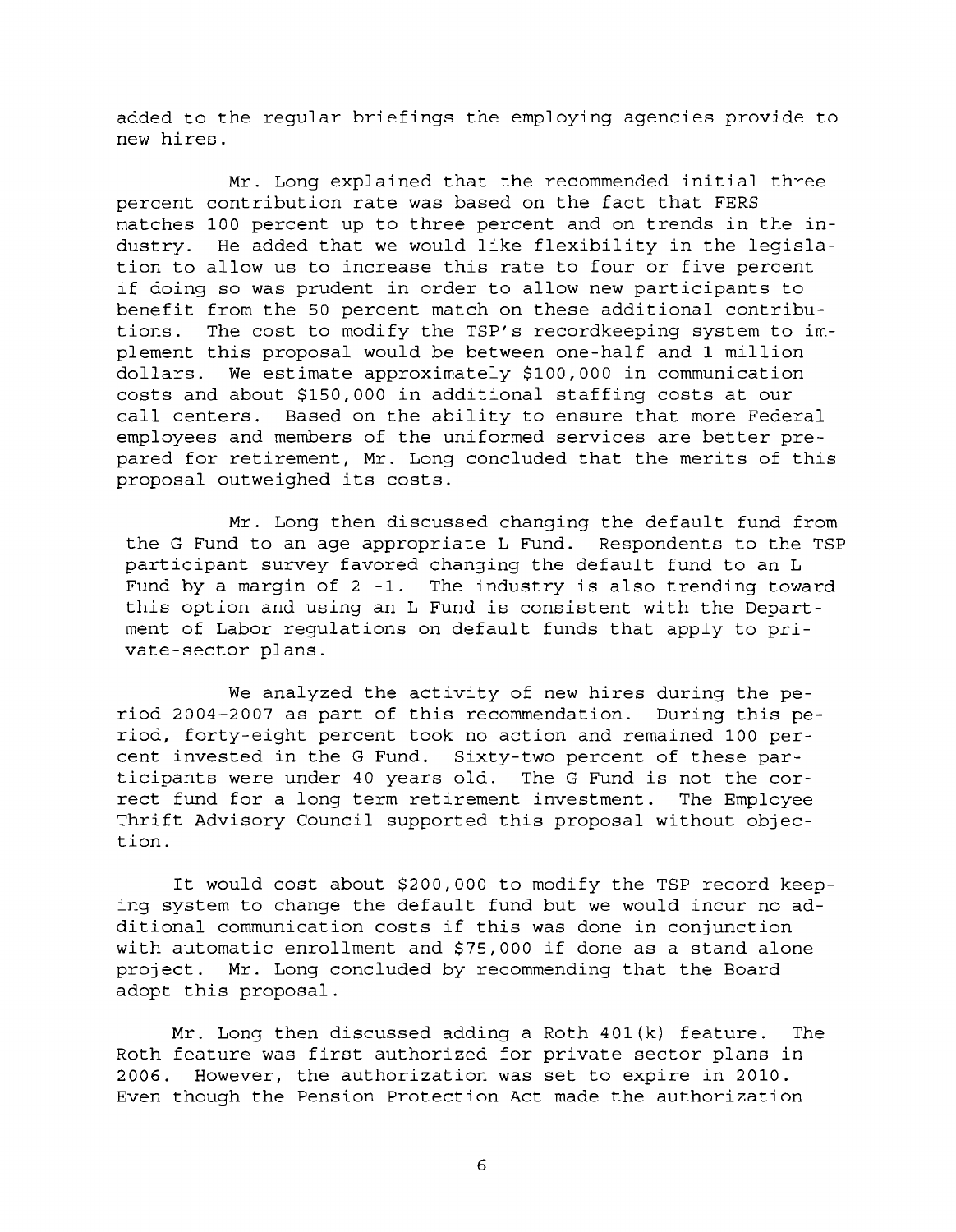added to the regular briefings the employing agencies provide to new hires.

Mr. Long explained that the recommended initial three percent contribution rate was based on the fact that FERS matches 100 percent up to three percent and on trends in the industry. He added that we would like flexibility in the legislation to allow us to increase this rate to four or five percent if doing so was prudent in order to allow new participants to benefit from the 50 percent match on these additional contributions. The cost to modify the TSP's recordkeeping system to implement this proposal would be between one-half and 1 million dollars. We estimate approximately $100,000 in communication costs and about $150,000 in additional staffing costs at our call centers. Based on the ability to ensure that more Federal employees and members of the uniformed services are better prepared for retirement, Mr. Long concluded that the merits of this proposal outweighed its costs.

Mr. Long then discussed changing the default fund from the G Fund to an age appropriate L Fund. Respondents to the TSP participant survey favored changing the default fund to an L Fund by a margin of 2 -1. The industry is also trending toward this option and using an L Fund is consistent with the Department of Labor regulations on default funds that apply to private-sector plans.

We analyzed the activity of new hires during the period 2004-2007 as part of this recommendation. During this period, forty-eight percent took no action and remained 100 percent invested in the G Fund. Sixty-two percent of these participants were under 40 years old. The G Fund is not the correct fund for a long term retirement investment. The Employee Thrift Advisory Council supported this proposal without objection.

It would cost about $200,000 to modify the TSP record keeping system to change the default fund but we would incur no additional communication costs if this was done in conjunction with automatic enrollment and $75,000 if done as a stand alone project. Mr. Long concluded by recommending that the Board adopt this proposal.

Mr. Long then discussed adding a Roth 401(k) feature. The Roth feature was first authorized for private sector plans in 2006. However, the authorization was set to expire in 2010. Even though the Pension Protection Act made the authorization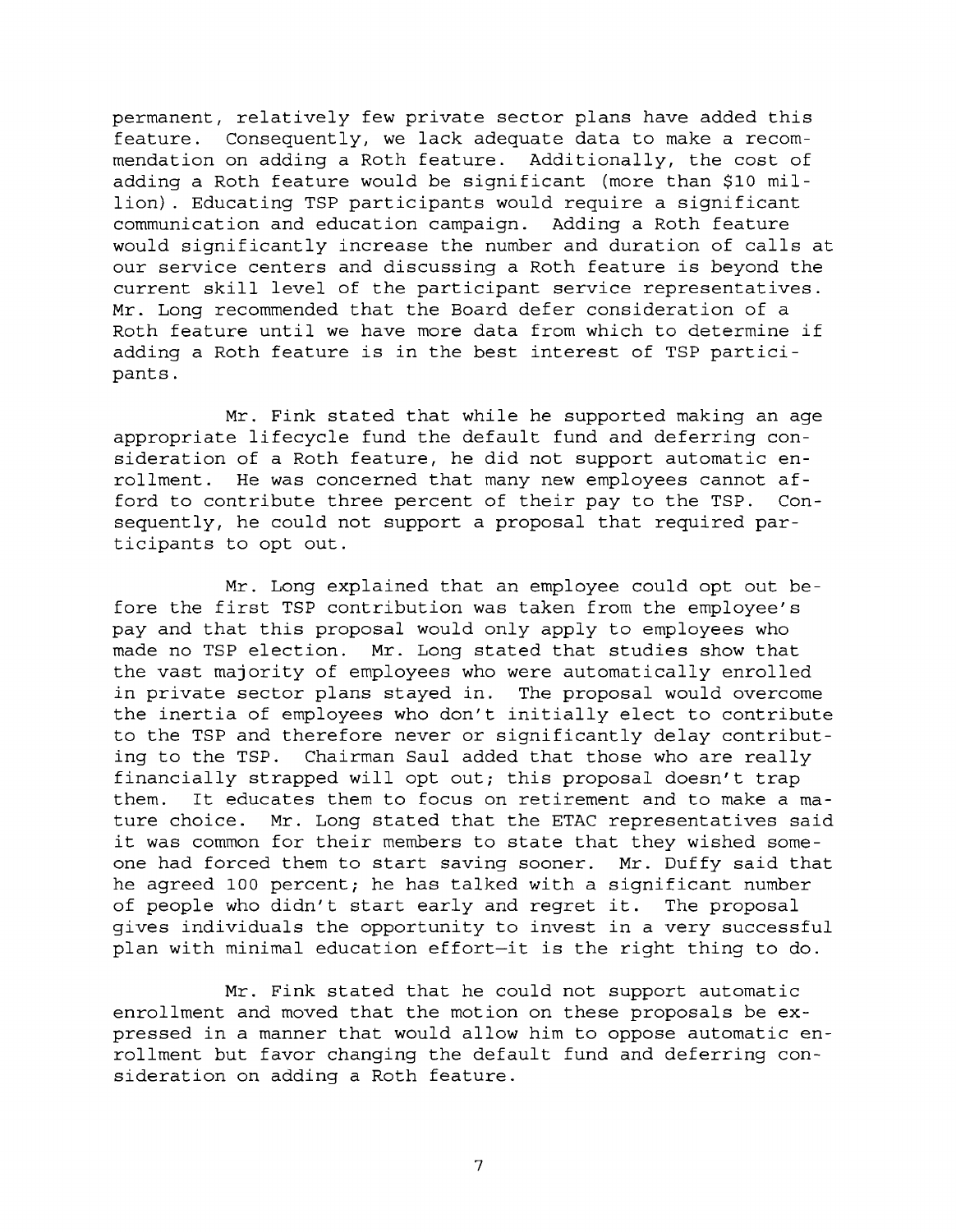permanent, relatively few private sector plans have added this feature. Consequently, we lack adequate data to make a recommendation on adding a Roth feature. Additionally, the cost of adding a Roth feature would be significant (more than $10 million). Educating TSP participants would require a significant communication and education campaign. Adding a Roth feature would significantly increase the number and duration of calls at our service centers and discussing a Roth feature is beyond the current skill level of the participant service representatives. Mr. Long recommended that the Board defer consideration of a Roth feature until we have more data from which to determine if adding a Roth feature is in the best interest of TSP participants.

Mr. Fink stated that while he supported making an age appropriate lifecycle fund the default fund and deferring consideration of a Roth feature, he did not support automatic enrollment. He was concerned that many new employees cannot afford to contribute three percent of their pay to the TSP. Consequently, he could not support a proposal that required participants to opt out.

Mr. Long explained that an employee could opt out before the first TSP contribution was taken from the employee's pay and that this proposal would only apply to employees who made no TSP election. Mr. Long stated that studies show that the vast majority of employees who were automatically enrolled in private sector plans stayed in. The proposal would overcome the inertia of employees who don't initially elect to contribute to the TSP and therefore never or significantly delay contributing to the TSP. Chairman Saul added that those who are really financially strapped will opt out; this proposal doesn't trap them. It educates them to focus on retirement and to make a mature choice. Mr. Long stated that the ETAC representatives said it was common for their members to state that they wished someone had forced them to start saving sooner. Mr. Duffy said that he agreed 100 percent; he has talked with a significant number of people who didn't start early and regret it. The proposal gives individuals the opportunity to invest in a very successful plan with minimal education effort—it is the right thing to do.

Mr. Fink stated that he could not support automatic enrollment and moved that the motion on these proposals be expressed in a manner that would allow him to oppose automatic enrollment but favor changing the default fund and deferring consideration on adding a Roth feature.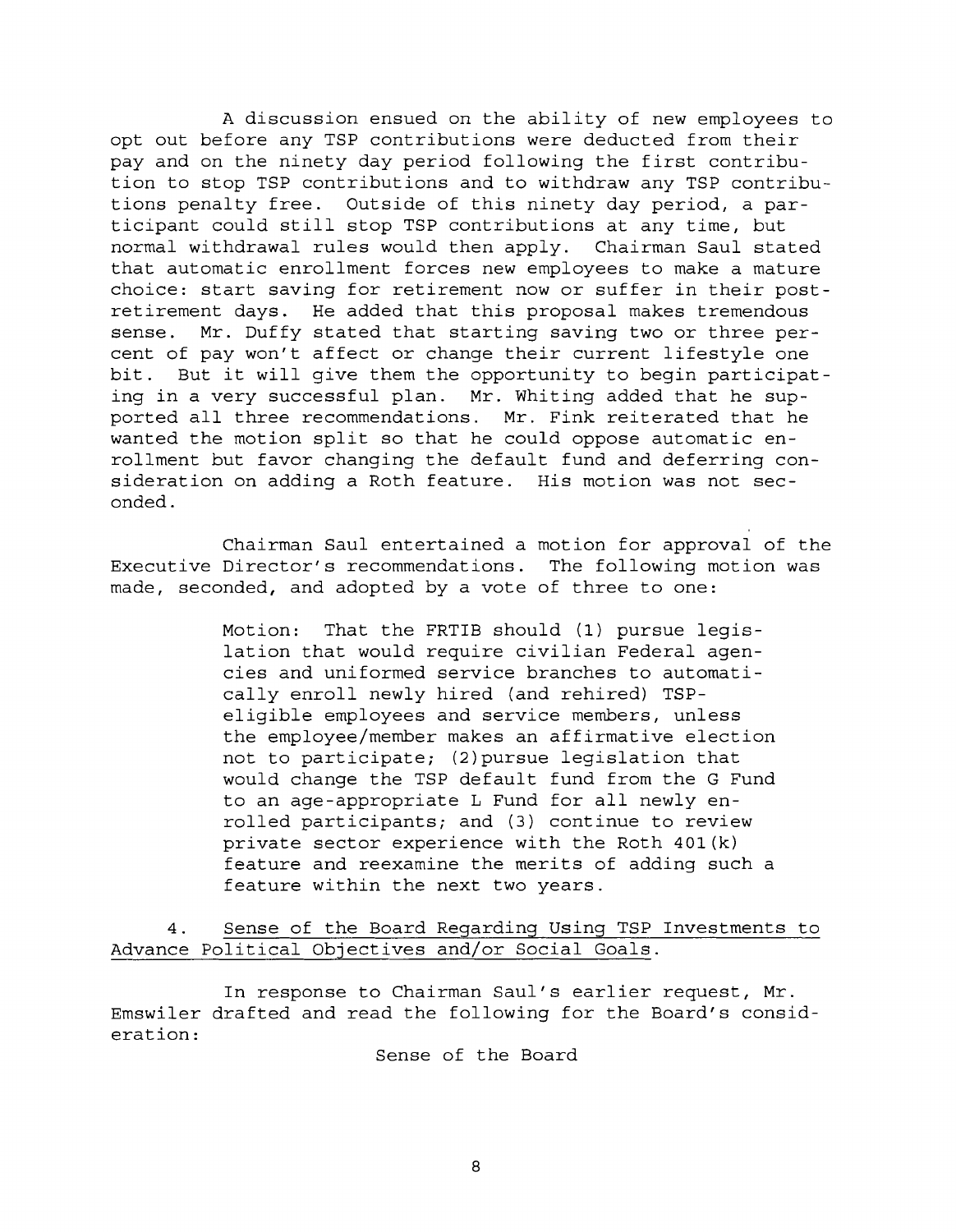A discussion ensued on the ability of new employees to opt out before any TSP contributions were deducted from their pay and on the ninety day period following the first contribution to stop TSP contributions and to withdraw any TSP contributions penalty free. Outside of this ninety day period, a participant could still stop TSP contributions at any time, but normal withdrawal rules would then apply. Chairman Saul stated that automatic enrollment forces new employees to make a mature choice: start saving for retirement now or suffer in their post-retirement days. He added that this proposal makes tremendous sense. Mr. Duffy stated that starting saving two or three percent of pay won't affect or change their current lifestyle one bit. But it will give them the opportunity to begin participating in a very successful plan. Mr. Whiting added that he supported all three recommendations. Mr. Fink reiterated that he wanted the motion split so that he could oppose automatic enrollment but favor changing the default fund and deferring consideration on adding a Roth feature. His motion was not seconded.

Chairman Saul entertained a motion for approval of the Executive Director's recommendations. The following motion was made, seconded, and adopted by a vote of three to one:

> Motion: That the FRTIB should (1) pursue legislation that would require civilian Federal agencies and uniformed service branches to automatically enroll newly hired (and rehired) TSP-eligible employees and service members, unless the employee/member makes an affirmative election not to participate; (2) pursue legislation that would change the TSP default fund from the G Fund to an age-appropriate L Fund for all newly enrolled participants; and (3) continue to review private sector experience with the Roth 401(k) feature and reexamine the merits of adding such a feature within the next two years.

4. Sense of the Board Regarding Using TSP Investments to Advance Political Objectives and/or Social Goals.

In response to Chairman Saul's earlier request, Mr. Emswiler drafted and read the following for the Board's consideration:

Sense of the Board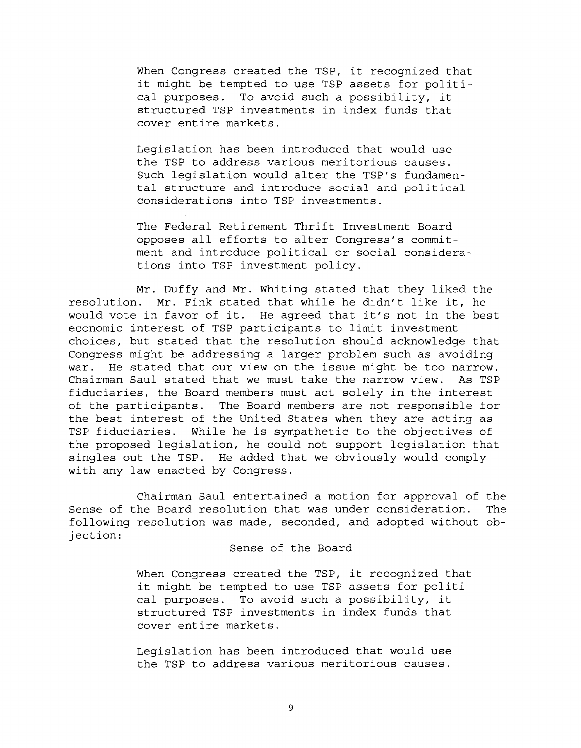> When Congress created the TSP, it recognized that it might be tempted to use TSP assets for political purposes. To avoid such a possibility, it structured TSP investments in index funds that cover entire markets.
>
> Legislation has been introduced that would use the TSP to address various meritorious causes. Such legislation would alter the TSP's fundamental structure and introduce social and political considerations into TSP investments.
>
> The Federal Retirement Thrift Investment Board opposes all efforts to alter Congress's commitment and introduce political or social considerations into TSP investment policy.

Mr. Duffy and Mr. Whiting stated that they liked the resolution. Mr. Fink stated that while he didn't like it, he would vote in favor of it. He agreed that it's not in the best economic interest of TSP participants to limit investment choices, but stated that the resolution should acknowledge that Congress might be addressing a larger problem such as avoiding war. He stated that our view on the issue might be too narrow. Chairman Saul stated that we must take the narrow view. As TSP fiduciaries, the Board members must act solely in the interest of the participants. The Board members are not responsible for the best interest of the United States when they are acting as TSP fiduciaries. While he is sympathetic to the objectives of the proposed legislation, he could not support legislation that singles out the TSP. He added that we obviously would comply with any law enacted by Congress.

Chairman Saul entertained a motion for approval of the Sense of the Board resolution that was under consideration. The following resolution was made, seconded, and adopted without objection:

Sense of the Board

> When Congress created the TSP, it recognized that it might be tempted to use TSP assets for political purposes. To avoid such a possibility, it structured TSP investments in index funds that cover entire markets.
>
> Legislation has been introduced that would use the TSP to address various meritorious causes.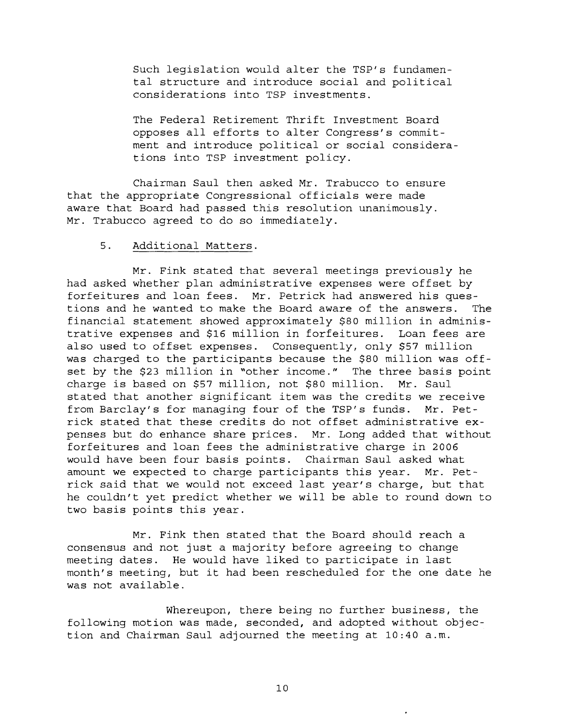Such legislation would alter the TSP's fundamental structure and introduce social and political considerations into TSP investments.

The Federal Retirement Thrift Investment Board opposes all efforts to alter Congress's commitment and introduce political or social considerations into TSP investment policy.

Chairman Saul then asked Mr. Trabucco to ensure that the appropriate Congressional officials were made aware that Board had passed this resolution unanimously. Mr. Trabucco agreed to do so immediately.

5. Additional Matters.

Mr. Fink stated that several meetings previously he had asked whether plan administrative expenses were offset by forfeitures and loan fees. Mr. Petrick had answered his questions and he wanted to make the Board aware of the answers. The financial statement showed approximately $80 million in administrative expenses and $16 million in forfeitures. Loan fees are also used to offset expenses. Consequently, only $57 million was charged to the participants because the $80 million was offset by the $23 million in "other income." The three basis point charge is based on $57 million, not $80 million. Mr. Saul stated that another significant item was the credits we receive from Barclay's for managing four of the TSP's funds. Mr. Petrick stated that these credits do not offset administrative expenses but do enhance share prices. Mr. Long added that without forfeitures and loan fees the administrative charge in 2006 would have been four basis points. Chairman Saul asked what amount we expected to charge participants this year. Mr. Petrick said that we would not exceed last year's charge, but that he couldn't yet predict whether we will be able to round down to two basis points this year.

Mr. Fink then stated that the Board should reach a consensus and not just a majority before agreeing to change meeting dates. He would have liked to participate in last month's meeting, but it had been rescheduled for the one date he was not available.

Whereupon, there being no further business, the following motion was made, seconded, and adopted without objection and Chairman Saul adjourned the meeting at 10:40 a.m.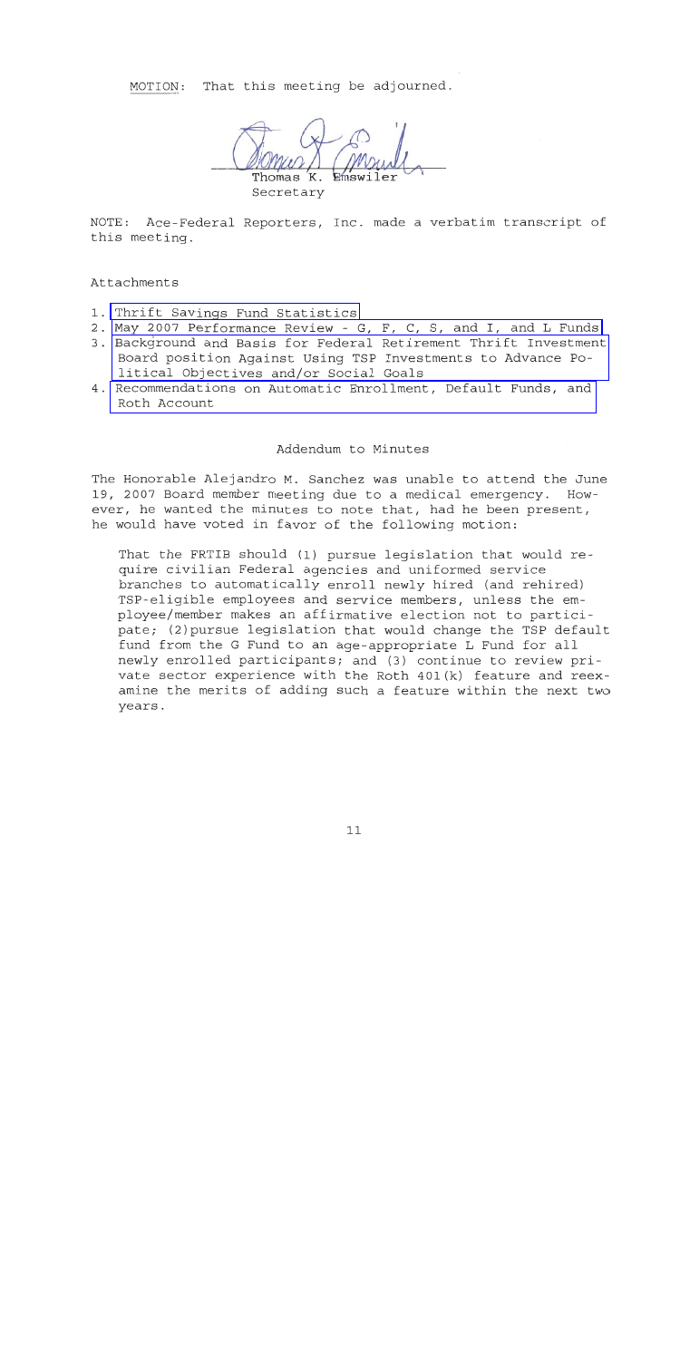MOTION: That this meeting be adjourned.

Thomas K. Emswiler
Secretary

NOTE: Ace-Federal Reporters, Inc. made a verbatim transcript of this meeting.

Attachments

1. Thrift Savings Fund Statistics
2. May 2007 Performance Review - G, F, C, S, and I, and L Funds
3. Background and Basis for Federal Retirement Thrift Investment Board position Against Using TSP Investments to Advance Political Objectives and/or Social Goals
4. Recommendations on Automatic Enrollment, Default Funds, and Roth Account

## Addendum to Minutes

The Honorable Alejandro M. Sanchez was unable to attend the June 19, 2007 Board member meeting due to a medical emergency. However, he wanted the minutes to note that, had he been present, he would have voted in favor of the following motion:

> That the FRTIB should (1) pursue legislation that would require civilian Federal agencies and uniformed service branches to automatically enroll newly hired (and rehired) TSP-eligible employees and service members, unless the employee/member makes an affirmative election not to participate; (2) pursue legislation that would change the TSP default fund from the G Fund to an age-appropriate L Fund for all newly enrolled participants; and (3) continue to review private sector experience with the Roth 401(k) feature and reexamine the merits of adding such a feature within the next two years.